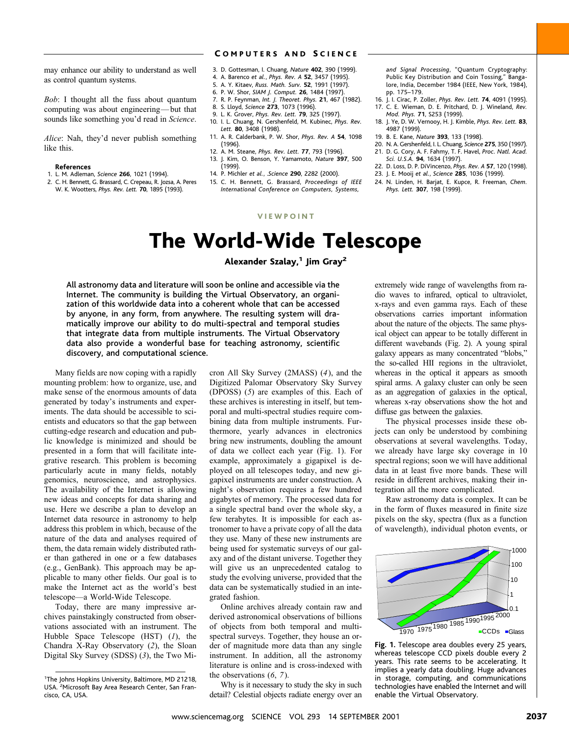may enhance our ability to understand as well as control quantum systems.

*Bob*: I thought all the fuss about quantum computing was about engineering—but that sounds like something you'd read in *Science*.

*Alice*: Nah, they'd never publish something like this.

**References**

1. L. M. Adleman, *Science* **266**, 1021 (1994).
2. C. H. Bennett, G. Brassard, C. Crepeau, R. Jozsa, A. Peres W. K. Wootters, *Phys. Rev. Lett.* **70**, 1895 (1993).
3. D. Gottesman, I. Chuang, *Nature* **402**, 390 (1999).
4. A. Barenco *et al.*, *Phys. Rev. A* **52**, 3457 (1995).
5. A. Y. Kitaev, *Russ. Math. Surv.* **52**, 1991 (1997).
6. P. W. Shor, *SIAM J. Comput.* **26**, 1484 (1997).
7. R. P. Feynman, *Int. J. Theoret. Phys.* **21**, 467 (1982).
8. S. Lloyd, *Science* **273**, 1073 (1996).
9. L. K. Grover, *Phys. Rev. Lett.* **79**, 325 (1997).
10. I. L. Chuang, N. Gershenfeld, M. Kubinec, *Phys. Rev. Lett.* **80**, 3408 (1998).
11. A. R. Calderbank, P. W. Shor, *Phys. Rev. A* **54**, 1098 (1996).
12. A. M. Steane, *Phys. Rev. Lett.* **77**, 793 (1996).
13. J. Kim, O. Benson, Y. Yamamoto, *Nature* **397**, 500 (1999).
14. P. Michler *et al.*, *.Science* **290**, 2282 (2000).
15. C. H. Bennett, G. Brassard, *Proceedings of IEEE International Conference on Computers, Systems, and Signal Processing*, "Quantum Cryptography: Public Key Distribution and Coin Tossing," Bangalore, India, December 1984 (IEEE, New York, 1984), pp. 175–179.
16. J. I. Cirac, P. Zoller, *Phys. Rev. Lett.* **74**, 4091 (1995).
17. C. E. Wieman, D. E. Pritchard, D. J. Wineland, *Rev. Mod. Phys.* **71**, S253 (1999).
18. J. Ye, D. W. Vernooy, H. J. Kimble, *Phys. Rev. Lett.* **83**, 4987 (1999).
19. B. E. Kane, *Nature* **393**, 133 (1998).
20. N. A. Gershenfeld, I. L. Chuang, *Science* **275**, 350 (1997).
21. D. G. Cory, A. F. Fahmy, T. F. Havel, *Proc. Natl. Acad. Sci. U.S.A.* **94**, 1634 (1997).
22. D. Loss, D. P. DiVincenzo, *Phys. Rev. A* **57**, 120 (1998).
23. J. E. Mooij *et al.*, *Science* **285**, 1036 (1999).
24. N. Linden, H. Barjat, E. Kupce, R. Freeman, *Chem. Phys. Lett.* **307**, 198 (1999).

VIEWPOINT

# The World-Wide Telescope

**Alexander Szalay,[1] Jim Gray[2]**

**All astronomy data and literature will soon be online and accessible via the Internet. The community is building the Virtual Observatory, an organization of this worldwide data into a coherent whole that can be accessed by anyone, in any form, from anywhere. The resulting system will dramatically improve our ability to do multi-spectral and temporal studies that integrate data from multiple instruments. The Virtual Observatory data also provide a wonderful base for teaching astronomy, scientific discovery, and computational science.**

Many fields are now coping with a rapidly mounting problem: how to organize, use, and make sense of the enormous amounts of data generated by today's instruments and experiments. The data should be accessible to scientists and educators so that the gap between cutting-edge research and education and public knowledge is minimized and should be presented in a form that will facilitate integrative research. This problem is becoming particularly acute in many fields, notably genomics, neuroscience, and astrophysics. The availability of the Internet is allowing new ideas and concepts for data sharing and use. Here we describe a plan to develop an Internet data resource in astronomy to help address this problem in which, because of the nature of the data and analyses required of them, the data remain widely distributed rather than gathered in one or a few databases (e.g., GenBank). This approach may be applicable to many other fields. Our goal is to make the Internet act as the world's best telescope—a World-Wide Telescope.

Today, there are many impressive archives painstakingly constructed from observations associated with an instrument. The Hubble Space Telescope (HST) (*1*), the Chandra X-Ray Observatory (*2*), the Sloan Digital Sky Survey (SDSS) (*3*), the Two Micron All Sky Survey (2MASS) (*4*), and the Digitized Palomar Observatory Sky Survey (DPOSS) (*5*) are examples of this. Each of these archives is interesting in itself, but temporal and multi-spectral studies require combining data from multiple instruments. Furthermore, yearly advances in electronics bring new instruments, doubling the amount of data we collect each year (Fig. 1). For example, approximately a gigapixel is deployed on all telescopes today, and new gigapixel instruments are under construction. A night's observation requires a few hundred gigabytes of memory. The processed data for a single spectral band over the whole sky, a few terabytes. It is impossible for each astronomer to have a private copy of all the data they use. Many of these new instruments are being used for systematic surveys of our galaxy and of the distant universe. Together they will give us an unprecedented catalog to study the evolving universe, provided that the data can be systematically studied in an integrated fashion.

Online archives already contain raw and derived astronomical observations of billions of objects from both temporal and multi-spectral surveys. Together, they house an order of magnitude more data than any single instrument. In addition, all the astronomy literature is online and is cross-indexed with the observations (*6*, *7*).

Why is it necessary to study the sky in such detail? Celestial objects radiate energy over an extremely wide range of wavelengths from radio waves to infrared, optical to ultraviolet, x-rays and even gamma rays. Each of these observations carries important information about the nature of the objects. The same physical object can appear to be totally different in different wavebands (Fig. 2). A young spiral galaxy appears as many concentrated "blobs," the so-called HII regions in the ultraviolet, whereas in the optical it appears as smooth spiral arms. A galaxy cluster can only be seen as an aggregation of galaxies in the optical, whereas x-ray observations show the hot and diffuse gas between the galaxies.

The physical processes inside these objects can only be understood by combining observations at several wavelengths. Today, we already have large sky coverage in 10 spectral regions; soon we will have additional data in at least five more bands. These will reside in different archives, making their integration all the more complicated.

Raw astronomy data is complex. It can be in the form of fluxes measured in finite size pixels on the sky, spectra (flux as a function of wavelength), individual photon events, or

**Fig. 1.** Telescope area doubles every 25 years, whereas telescope CCD pixels double every 2 years. This rate seems to be accelerating. It implies a yearly data doubling. Huge advances in storage, computing, and communications technologies have enabled the Internet and will enable the Virtual Observatory.

[1]The Johns Hopkins University, Baltimore, MD 21218, USA. [2]Microsoft Bay Area Research Center, San Francisco, CA, USA.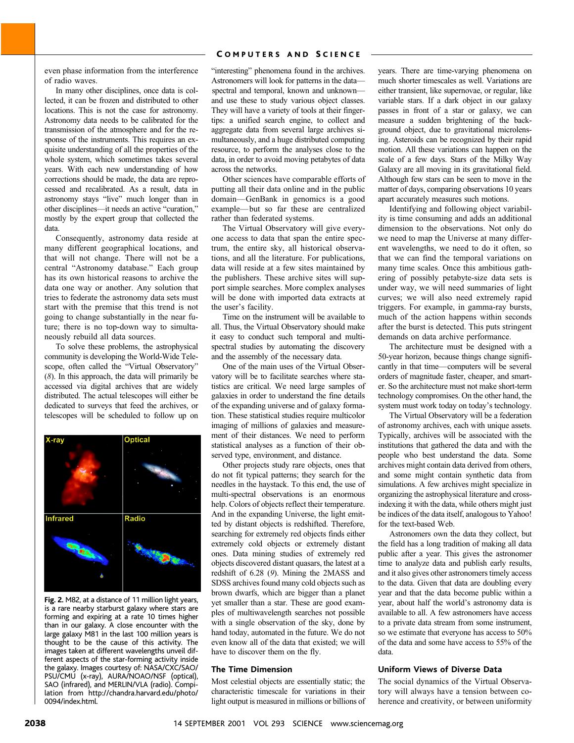even phase information from the interference of radio waves.

In many other disciplines, once data is collected, it can be frozen and distributed to other locations. This is not the case for astronomy. Astronomy data needs to be calibrated for the transmission of the atmosphere and for the response of the instruments. This requires an exquisite understanding of all the properties of the whole system, which sometimes takes several years. With each new understanding of how corrections should be made, the data are reprocessed and recalibrated. As a result, data in astronomy stays "live" much longer than in other disciplines—it needs an active "curation," mostly by the expert group that collected the data.

Consequently, astronomy data reside at many different geographical locations, and that will not change. There will not be a central "Astronomy database." Each group has its own historical reasons to archive the data one way or another. Any solution that tries to federate the astronomy data sets must start with the premise that this trend is not going to change substantially in the near future; there is no top-down way to simultaneously rebuild all data sources.

To solve these problems, the astrophysical community is developing the World-Wide Telescope, often called the "Virtual Observatory" (*8*). In this approach, the data will primarily be accessed via digital archives that are widely distributed. The actual telescopes will either be dedicated to surveys that feed the archives, or telescopes will be scheduled to follow up on "interesting" phenomena found in the archives. Astronomers will look for patterns in the data—spectral and temporal, known and unknown—and use these to study various object classes. They will have a variety of tools at their fingertips: a unified search engine, to collect and aggregate data from several large archives simultaneously, and a huge distributed computing resource, to perform the analyses close to the data, in order to avoid moving petabytes of data across the networks.

X-ray

Optical

Infrared

Radio

**Fig. 2.** M82, at a distance of 11 million light years, is a rare nearby starburst galaxy where stars are forming and expiring at a rate 10 times higher than in our galaxy. A close encounter with the large galaxy M81 in the last 100 million years is thought to be the cause of this activity. The images taken at different wavelengths unveil different aspects of the star-forming activity inside the galaxy. Images courtesy of: NASA/CXC/SAO/PSU/CMU (x-ray), AURA/NOAO/NSF (optical), SAO (infrared), and MERLIN/VLA (radio). Compilation from http://chandra.harvard.edu/photo/0094/index.html.

Other sciences have comparable efforts of putting all their data online and in the public domain—GenBank in genomics is a good example—but so far these are centralized rather than federated systems.

The Virtual Observatory will give everyone access to data that span the entire spectrum, the entire sky, all historical observations, and all the literature. For publications, data will reside at a few sites maintained by the publishers. These archive sites will support simple searches. More complex analyses will be done with imported data extracts at the user's facility.

Time on the instrument will be available to all. Thus, the Virtual Observatory should make it easy to conduct such temporal and multispectral studies by automating the discovery and the assembly of the necessary data.

One of the main uses of the Virtual Observatory will be to facilitate searches where statistics are critical. We need large samples of galaxies in order to understand the fine details of the expanding universe and of galaxy formation. These statistical studies require multicolor imaging of millions of galaxies and measurement of their distances. We need to perform statistical analyses as a function of their observed type, environment, and distance.

Other projects study rare objects, ones that do not fit typical patterns; they search for the needles in the haystack. To this end, the use of multi-spectral observations is an enormous help. Colors of objects reflect their temperature. And in the expanding Universe, the light emitted by distant objects is redshifted. Therefore, searching for extremely red objects finds either extremely cold objects or extremely distant ones. Data mining studies of extremely red objects discovered distant quasars, the latest at a redshift of 6.28 (*9*). Mining the 2MASS and SDSS archives found many cold objects such as brown dwarfs, which are bigger than a planet yet smaller than a star. These are good examples of multiwavelength searches not possible with a single observation of the sky, done by hand today, automated in the future. We do not even know all of the data that existed; we will have to discover them on the fly.

## The Time Dimension

Most celestial objects are essentially static; the characteristic timescale for variations in their light output is measured in millions or billions of years. There are time-varying phenomena on much shorter timescales as well. Variations are either transient, like supernovae, or regular, like variable stars. If a dark object in our galaxy passes in front of a star or galaxy, we can measure a sudden brightening of the background object, due to gravitational microlensing. Asteroids can be recognized by their rapid motion. All these variations can happen on the scale of a few days. Stars of the Milky Way Galaxy are all moving in its gravitational field. Although few stars can be seen to move in the matter of days, comparing observations 10 years apart accurately measures such motions.

Identifying and following object variability is time consuming and adds an additional dimension to the observations. Not only do we need to map the Universe at many different wavelengths, we need to do it often, so that we can find the temporal variations on many time scales. Once this ambitious gathering of possibly petabyte-size data sets is under way, we will need summaries of light curves; we will also need extremely rapid triggers. For example, in gamma-ray bursts, much of the action happens within seconds after the burst is detected. This puts stringent demands on data archive performance.

The architecture must be designed with a 50-year horizon, because things change significantly in that time—computers will be several orders of magnitude faster, cheaper, and smarter. So the architecture must not make short-term technology compromises. On the other hand, the system must work today on today's technology.

The Virtual Observatory will be a federation of astronomy archives, each with unique assets. Typically, archives will be associated with the institutions that gathered the data and with the people who best understand the data. Some archives might contain data derived from others, and some might contain synthetic data from simulations. A few archives might specialize in organizing the astrophysical literature and cross-indexing it with the data, while others might just be indices of the data itself, analogous to Yahoo! for the text-based Web.

Astronomers own the data they collect, but the field has a long tradition of making all data public after a year. This gives the astronomer time to analyze data and publish early results, and it also gives other astronomers timely access to the data. Given that data are doubling every year and that the data become public within a year, about half the world's astronomy data is available to all. A few astronomers have access to a private data stream from some instrument, so we estimate that everyone has access to 50% of the data and some have access to 55% of the data.

## Uniform Views of Diverse Data

The social dynamics of the Virtual Observatory will always have a tension between coherence and creativity, or between uniformity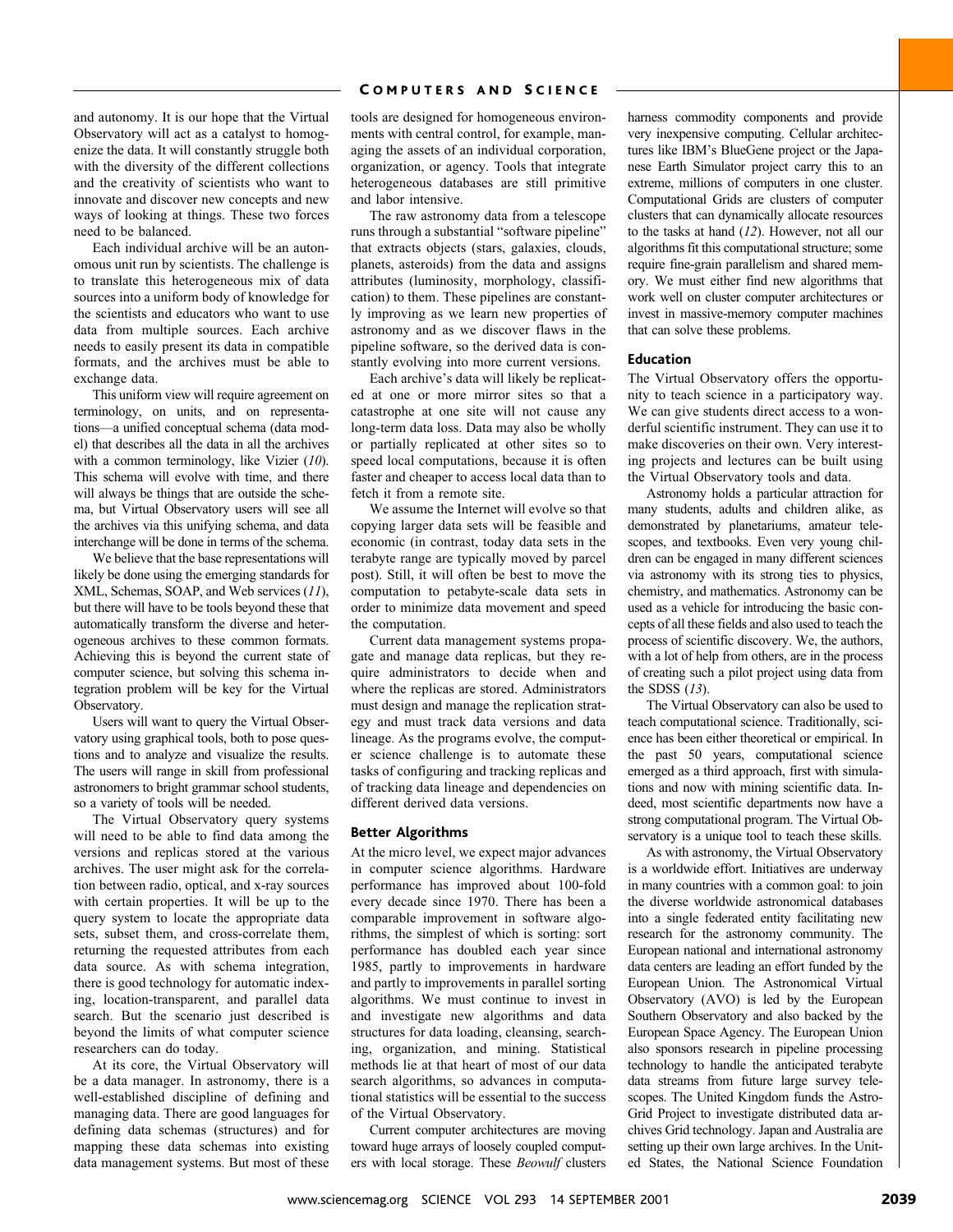and autonomy. It is our hope that the Virtual Observatory will act as a catalyst to homogenize the data. It will constantly struggle both with the diversity of the different collections and the creativity of scientists who want to innovate and discover new concepts and new ways of looking at things. These two forces need to be balanced.

Each individual archive will be an autonomous unit run by scientists. The challenge is to translate this heterogeneous mix of data sources into a uniform body of knowledge for the scientists and educators who want to use data from multiple sources. Each archive needs to easily present its data in compatible formats, and the archives must be able to exchange data.

This uniform view will require agreement on terminology, on units, and on representations—a unified conceptual schema (data model) that describes all the data in all the archives with a common terminology, like Vizier (*10*). This schema will evolve with time, and there will always be things that are outside the schema, but Virtual Observatory users will see all the archives via this unifying schema, and data interchange will be done in terms of the schema.

We believe that the base representations will likely be done using the emerging standards for XML, Schemas, SOAP, and Web services (*11*), but there will have to be tools beyond these that automatically transform the diverse and heterogeneous archives to these common formats. Achieving this is beyond the current state of computer science, but solving this schema integration problem will be key for the Virtual Observatory.

Users will want to query the Virtual Observatory using graphical tools, both to pose questions and to analyze and visualize the results. The users will range in skill from professional astronomers to bright grammar school students, so a variety of tools will be needed.

The Virtual Observatory query systems will need to be able to find data among the versions and replicas stored at the various archives. The user might ask for the correlation between radio, optical, and x-ray sources with certain properties. It will be up to the query system to locate the appropriate data sets, subset them, and cross-correlate them, returning the requested attributes from each data source. As with schema integration, there is good technology for automatic indexing, location-transparent, and parallel data search. But the scenario just described is beyond the limits of what computer science researchers can do today.

At its core, the Virtual Observatory will be a data manager. In astronomy, there is a well-established discipline of defining and managing data. There are good languages for defining data schemas (structures) and for mapping these data schemas into existing data management systems. But most of these tools are designed for homogeneous environments with central control, for example, managing the assets of an individual corporation, organization, or agency. Tools that integrate heterogeneous databases are still primitive and labor intensive.

The raw astronomy data from a telescope runs through a substantial "software pipeline" that extracts objects (stars, galaxies, clouds, planets, asteroids) from the data and assigns attributes (luminosity, morphology, classification) to them. These pipelines are constantly improving as we learn new properties of astronomy and as we discover flaws in the pipeline software, so the derived data is constantly evolving into more current versions.

Each archive's data will likely be replicated at one or more mirror sites so that a catastrophe at one site will not cause any long-term data loss. Data may also be wholly or partially replicated at other sites so to speed local computations, because it is often faster and cheaper to access local data than to fetch it from a remote site.

We assume the Internet will evolve so that copying larger data sets will be feasible and economic (in contrast, today data sets in the terabyte range are typically moved by parcel post). Still, it will often be best to move the computation to petabyte-scale data sets in order to minimize data movement and speed the computation.

Current data management systems propagate and manage data replicas, but they require administrators to decide when and where the replicas are stored. Administrators must design and manage the replication strategy and must track data versions and data lineage. As the programs evolve, the computer science challenge is to automate these tasks of configuring and tracking replicas and of tracking data lineage and dependencies on different derived data versions.

## Better Algorithms

At the micro level, we expect major advances in computer science algorithms. Hardware performance has improved about 100-fold every decade since 1970. There has been a comparable improvement in software algorithms, the simplest of which is sorting: sort performance has doubled each year since 1985, partly to improvements in hardware and partly to improvements in parallel sorting algorithms. We must continue to invest in and investigate new algorithms and data structures for data loading, cleansing, searching, organization, and mining. Statistical methods lie at that heart of most of our data search algorithms, so advances in computational statistics will be essential to the success of the Virtual Observatory.

Current computer architectures are moving toward huge arrays of loosely coupled computers with local storage. These *Beowulf* clusters harness commodity components and provide very inexpensive computing. Cellular architectures like IBM's BlueGene project or the Japanese Earth Simulator project carry this to an extreme, millions of computers in one cluster. Computational Grids are clusters of computer clusters that can dynamically allocate resources to the tasks at hand (*12*). However, not all our algorithms fit this computational structure; some require fine-grain parallelism and shared memory. We must either find new algorithms that work well on cluster computer architectures or invest in massive-memory computer machines that can solve these problems.

## Education

The Virtual Observatory offers the opportunity to teach science in a participatory way. We can give students direct access to a wonderful scientific instrument. They can use it to make discoveries on their own. Very interesting projects and lectures can be built using the Virtual Observatory tools and data.

Astronomy holds a particular attraction for many students, adults and children alike, as demonstrated by planetariums, amateur telescopes, and textbooks. Even very young children can be engaged in many different sciences via astronomy with its strong ties to physics, chemistry, and mathematics. Astronomy can be used as a vehicle for introducing the basic concepts of all these fields and also used to teach the process of scientific discovery. We, the authors, with a lot of help from others, are in the process of creating such a pilot project using data from the SDSS (*13*).

The Virtual Observatory can also be used to teach computational science. Traditionally, science has been either theoretical or empirical. In the past 50 years, computational science emerged as a third approach, first with simulations and now with mining scientific data. Indeed, most scientific departments now have a strong computational program. The Virtual Observatory is a unique tool to teach these skills.

As with astronomy, the Virtual Observatory is a worldwide effort. Initiatives are underway in many countries with a common goal: to join the diverse worldwide astronomical databases into a single federated entity facilitating new research for the astronomy community. The European national and international astronomy data centers are leading an effort funded by the European Union. The Astronomical Virtual Observatory (AVO) is led by the European Southern Observatory and also backed by the European Space Agency. The European Union also sponsors research in pipeline processing technology to handle the anticipated terabyte data streams from future large survey telescopes. The United Kingdom funds the AstroGrid Project to investigate distributed data archives Grid technology. Japan and Australia are setting up their own large archives. In the United States, the National Science Foundation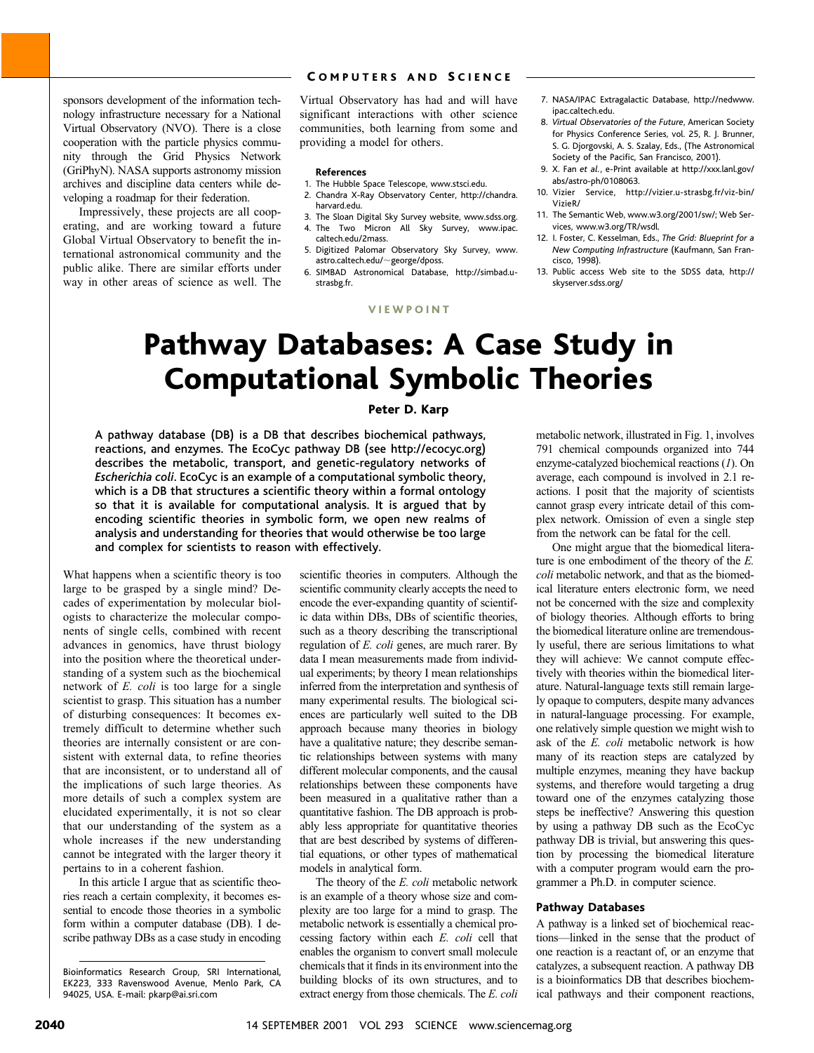sponsors development of the information technology infrastructure necessary for a National Virtual Observatory (NVO). There is a close cooperation with the particle physics community through the Grid Physics Network (GriPhyN). NASA supports astronomy mission archives and discipline data centers while developing a roadmap for their federation.

Impressively, these projects are all cooperating, and are working toward a future Global Virtual Observatory to benefit the international astronomical community and the public alike. There are similar efforts under way in other areas of science as well. The Virtual Observatory has had and will have significant interactions with other science communities, both learning from some and providing a model for others.

#### References

1. The Hubble Space Telescope, www.stsci.edu.
2. Chandra X-Ray Observatory Center, http://chandra.harvard.edu.
3. The Sloan Digital Sky Survey website, www.sdss.org.
4. The Two Micron All Sky Survey, www.ipac.caltech.edu/2mass.
5. Digitized Palomar Observatory Sky Survey, www.astro.caltech.edu/~george/dposs.
6. SIMBAD Astronomical Database, http://simbad.u-strasbg.fr.
7. NASA/IPAC Extragalactic Database, http://nedwww.ipac.caltech.edu.
8. *Virtual Observatories of the Future*, American Society for Physics Conference Series, vol. 25, R. J. Brunner, S. G. Djorgovski, A. S. Szalay, Eds., (The Astronomical Society of the Pacific, San Francisco, 2001).
9. X. Fan *et al.*, e-Print available at http://xxx.lanl.gov/abs/astro-ph/0108063.
10. Vizier Service, http://vizier.u-strasbg.fr/viz-bin/VizieR/
11. The Semantic Web, www.w3.org/2001/sw/; Web Services, www.w3.org/TR/wsdl.
12. I. Foster, C. Kesselman, Eds., *The Grid: Blueprint for a New Computing Infrastructure* (Kaufmann, San Francisco, 1998).
13. Public access Web site to the SDSS data, http://skyserver.sdss.org/

VIEWPOINT

# Pathway Databases: A Case Study in Computational Symbolic Theories

**Peter D. Karp**

**A pathway database (DB) is a DB that describes biochemical pathways, reactions, and enzymes. The EcoCyc pathway DB (see http://ecocyc.org) describes the metabolic, transport, and genetic-regulatory networks of *Escherichia coli*. EcoCyc is an example of a computational symbolic theory, which is a DB that structures a scientific theory within a formal ontology so that it is available for computational analysis. It is argued that by encoding scientific theories in symbolic form, we open new realms of analysis and understanding for theories that would otherwise be too large and complex for scientists to reason with effectively.**

What happens when a scientific theory is too large to be grasped by a single mind? Decades of experimentation by molecular biologists to characterize the molecular components of single cells, combined with recent advances in genomics, have thrust biology into the position where the theoretical understanding of a system such as the biochemical network of *E. coli* is too large for a single scientist to grasp. This situation has a number of disturbing consequences: It becomes extremely difficult to determine whether such theories are internally consistent or are consistent with external data, to refine theories that are inconsistent, or to understand all of the implications of such large theories. As more details of such a complex system are elucidated experimentally, it is not so clear that our understanding of the system as a whole increases if the new understanding cannot be integrated with the larger theory it pertains to in a coherent fashion.

In this article I argue that as scientific theories reach a certain complexity, it becomes essential to encode those theories in a symbolic form within a computer database (DB). I describe pathway DBs as a case study in encoding scientific theories in computers. Although the scientific community clearly accepts the need to encode the ever-expanding quantity of scientific data within DBs, DBs of scientific theories, such as a theory describing the transcriptional regulation of *E. coli* genes, are much rarer. By data I mean measurements made from individual experiments; by theory I mean relationships inferred from the interpretation and synthesis of many experimental results. The biological sciences are particularly well suited to the DB approach because many theories in biology have a qualitative nature; they describe semantic relationships between systems with many different molecular components, and the causal relationships between these components have been measured in a qualitative rather than a quantitative fashion. The DB approach is probably less appropriate for quantitative theories that are best described by systems of differential equations, or other types of mathematical models in analytical form.

The theory of the *E. coli* metabolic network is an example of a theory whose size and complexity are too large for a mind to grasp. The metabolic network is essentially a chemical processing factory within each *E. coli* cell that enables the organism to convert small molecule chemicals that it finds in its environment into the building blocks of its own structures, and to extract energy from those chemicals. The *E. coli* metabolic network, illustrated in Fig. 1, involves 791 chemical compounds organized into 744 enzyme-catalyzed biochemical reactions (*1*). On average, each compound is involved in 2.1 reactions. I posit that the majority of scientists cannot grasp every intricate detail of this complex network. Omission of even a single step from the network can be fatal for the cell.

One might argue that the biomedical literature is one embodiment of the theory of the *E. coli* metabolic network, and that as the biomedical literature enters electronic form, we need not be concerned with the size and complexity of biology theories. Although efforts to bring the biomedical literature online are tremendously useful, there are serious limitations to what they will achieve: We cannot compute effectively with theories within the biomedical literature. Natural-language texts still remain largely opaque to computers, despite many advances in natural-language processing. For example, one relatively simple question we might wish to ask of the *E. coli* metabolic network is how many of its reaction steps are catalyzed by multiple enzymes, meaning they have backup systems, and therefore would targeting a drug toward one of the enzymes catalyzing those steps be ineffective? Answering this question by using a pathway DB such as the EcoCyc pathway DB is trivial, but answering this question by processing the biomedical literature with a computer program would earn the programmer a Ph.D. in computer science.

## Pathway Databases

A pathway is a linked set of biochemical reactions—linked in the sense that the product of one reaction is a reactant of, or an enzyme that catalyzes, a subsequent reaction. A pathway DB is a bioinformatics DB that describes biochemical pathways and their component reactions,

Bioinformatics Research Group, SRI International, EK223, 333 Ravenswood Avenue, Menlo Park, CA 94025, USA. E-mail: pkarp@ai.sri.com